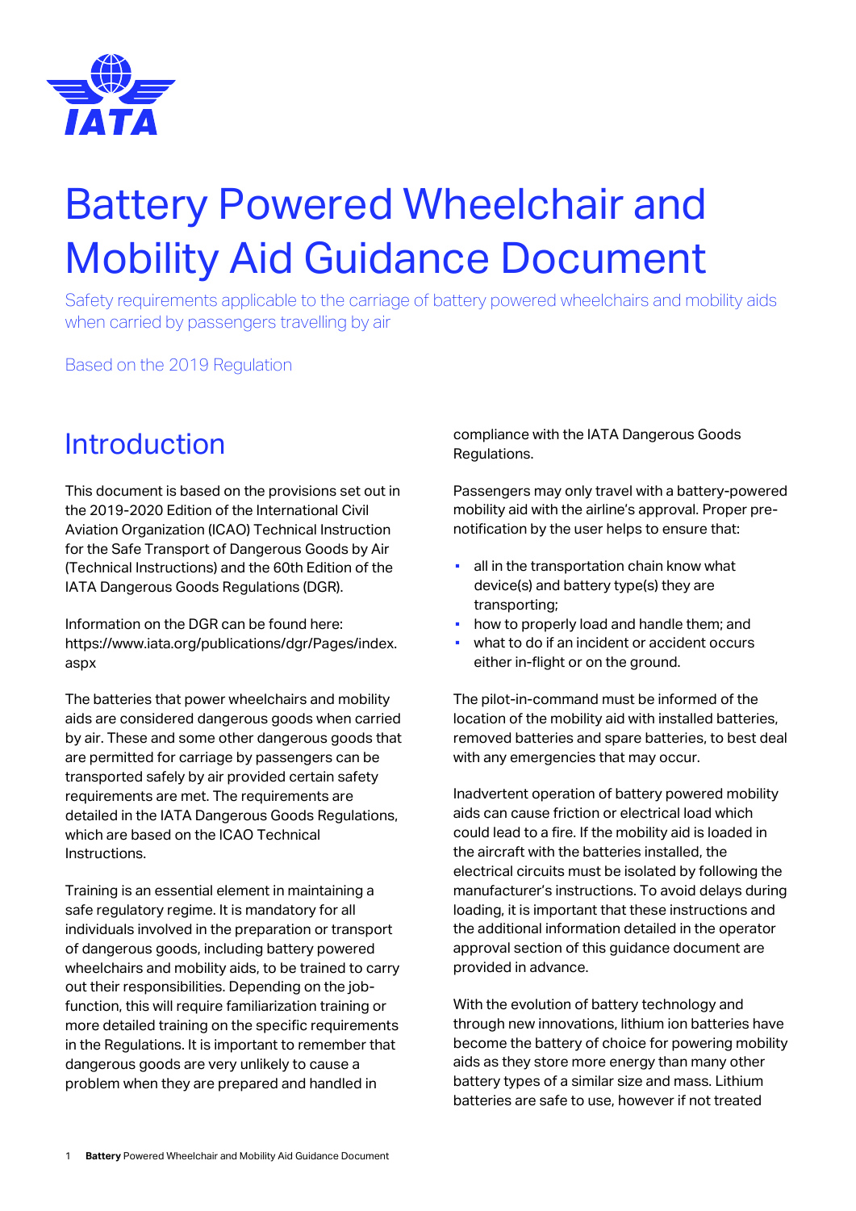# Battery Powered Wheelchair and Mobility Aid Guidance Document

Safety requirements applicable to the carriage of battery powered wheelchairs and mobility aids when carried by passengers travelling by air

Based on the 2019 Regulation

## Introduction

This document is based on the provisions set out in the 2019-2020 Edition of the International Civil Aviation Organization (ICAO) Technical Instruction for the Safe Transport of Dangerous Goods by Air (Technical Instructions) and the 60th Edition of the IATA Dangerous Goods Regulations (DGR).

Information on the DGR can be found here: https://www.iata.org/publications/dgr/Pages/index.aspx

The batteries that power wheelchairs and mobility aids are considered dangerous goods when carried by air. These and some other dangerous goods that are permitted for carriage by passengers can be transported safely by air provided certain safety requirements are met. The requirements are detailed in the IATA Dangerous Goods Regulations, which are based on the ICAO Technical Instructions.

Training is an essential element in maintaining a safe regulatory regime. It is mandatory for all individuals involved in the preparation or transport of dangerous goods, including battery powered wheelchairs and mobility aids, to be trained to carry out their responsibilities. Depending on the job-function, this will require familiarization training or more detailed training on the specific requirements in the Regulations. It is important to remember that dangerous goods are very unlikely to cause a problem when they are prepared and handled in compliance with the IATA Dangerous Goods Regulations.

Passengers may only travel with a battery-powered mobility aid with the airline's approval. Proper pre-notification by the user helps to ensure that:

- all in the transportation chain know what device(s) and battery type(s) they are transporting;
- how to properly load and handle them; and
- what to do if an incident or accident occurs either in-flight or on the ground.

The pilot-in-command must be informed of the location of the mobility aid with installed batteries, removed batteries and spare batteries, to best deal with any emergencies that may occur.

Inadvertent operation of battery powered mobility aids can cause friction or electrical load which could lead to a fire. If the mobility aid is loaded in the aircraft with the batteries installed, the electrical circuits must be isolated by following the manufacturer's instructions. To avoid delays during loading, it is important that these instructions and the additional information detailed in the operator approval section of this guidance document are provided in advance.

With the evolution of battery technology and through new innovations, lithium ion batteries have become the battery of choice for powering mobility aids as they store more energy than many other battery types of a similar size and mass. Lithium batteries are safe to use, however if not treated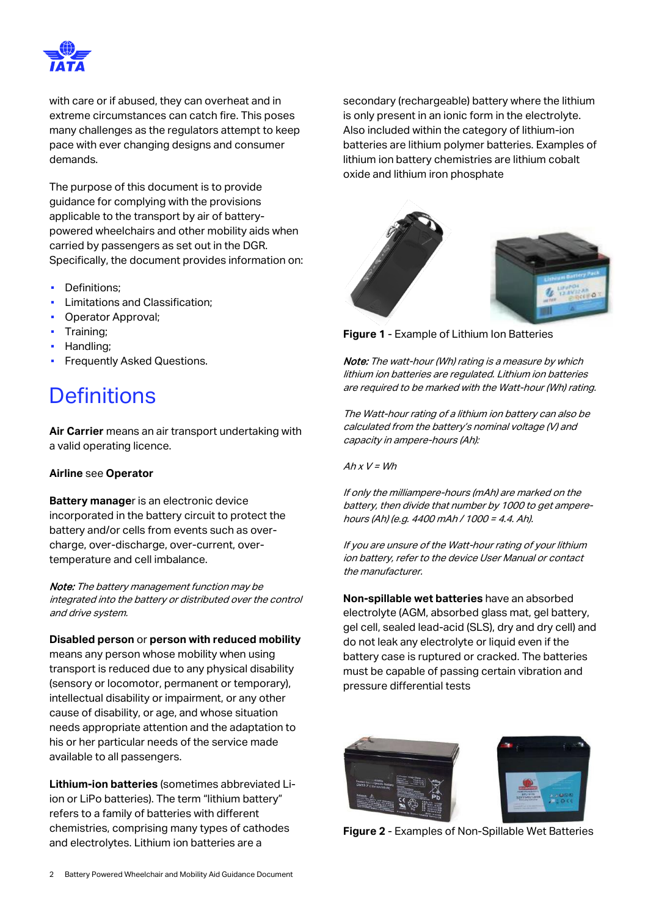with care or if abused, they can overheat and in extreme circumstances can catch fire. This poses many challenges as the regulators attempt to keep pace with ever changing designs and consumer demands.

The purpose of this document is to provide guidance for complying with the provisions applicable to the transport by air of battery-powered wheelchairs and other mobility aids when carried by passengers as set out in the DGR. Specifically, the document provides information on:

- Definitions;
- Limitations and Classification;
- Operator Approval;
- Training;
- Handling;
- Frequently Asked Questions.

# Definitions

**Air Carrier** means an air transport undertaking with a valid operating licence.

**Airline** see **Operator**

**Battery manager** is an electronic device incorporated in the battery circuit to protect the battery and/or cells from events such as over-charge, over-discharge, over-current, over-temperature and cell imbalance.

***Note:*** *The battery management function may be integrated into the battery or distributed over the control and drive system.*

**Disabled person** or **person with reduced mobility** means any person whose mobility when using transport is reduced due to any physical disability (sensory or locomotor, permanent or temporary), intellectual disability or impairment, or any other cause of disability, or age, and whose situation needs appropriate attention and the adaptation to his or her particular needs of the service made available to all passengers.

**Lithium-ion batteries** (sometimes abbreviated Li-ion or LiPo batteries). The term "lithium battery" refers to a family of batteries with different chemistries, comprising many types of cathodes and electrolytes. Lithium ion batteries are a secondary (rechargeable) battery where the lithium is only present in an ionic form in the electrolyte. Also included within the category of lithium-ion batteries are lithium polymer batteries. Examples of lithium ion battery chemistries are lithium cobalt oxide and lithium iron phosphate

**Figure 1** - Example of Lithium Ion Batteries

***Note:*** *The watt-hour (Wh) rating is a measure by which lithium ion batteries are regulated. Lithium ion batteries are required to be marked with the Watt-hour (Wh) rating.*

*The Watt-hour rating of a lithium ion battery can also be calculated from the battery's nominal voltage (V) and capacity in ampere-hours (Ah):*

*Ah x V = Wh*

*If only the milliampere-hours (mAh) are marked on the battery, then divide that number by 1000 to get ampere-hours (Ah) (e.g. 4400 mAh / 1000 = 4.4 Ah).*

*If you are unsure of the Watt-hour rating of your lithium ion battery, refer to the device User Manual or contact the manufacturer.*

**Non-spillable wet batteries** have an absorbed electrolyte (AGM, absorbed glass mat, gel battery, gel cell, sealed lead-acid (SLS), dry and dry cell) and do not leak any electrolyte or liquid even if the battery case is ruptured or cracked. The batteries must be capable of passing certain vibration and pressure differential tests

**Figure 2** - Examples of Non-Spillable Wet Batteries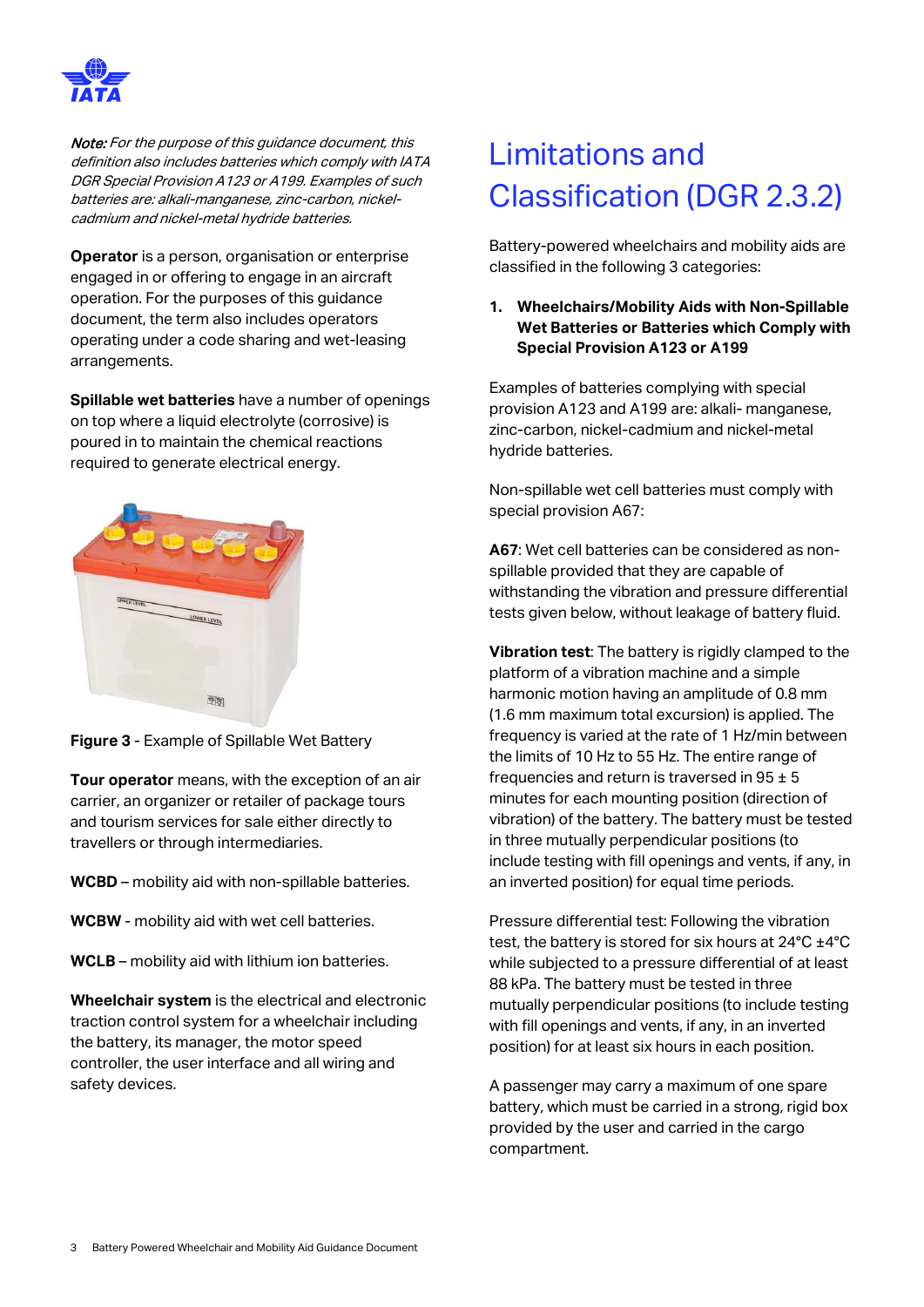*Note: For the purpose of this guidance document, this definition also includes batteries which comply with IATA DGR Special Provision A123 or A199. Examples of such batteries are: alkali-manganese, zinc-carbon, nickel-cadmium and nickel-metal hydride batteries.*

**Operator** is a person, organisation or enterprise engaged in or offering to engage in an aircraft operation. For the purposes of this guidance document, the term also includes operators operating under a code sharing and wet-leasing arrangements.

**Spillable wet batteries** have a number of openings on top where a liquid electrolyte (corrosive) is poured in to maintain the chemical reactions required to generate electrical energy.

**Figure 3** - Example of Spillable Wet Battery

**Tour operator** means, with the exception of an air carrier, an organizer or retailer of package tours and tourism services for sale either directly to travellers or through intermediaries.

**WCBD** – mobility aid with non-spillable batteries.

**WCBW** - mobility aid with wet cell batteries.

**WCLB** – mobility aid with lithium ion batteries.

**Wheelchair system** is the electrical and electronic traction control system for a wheelchair including the battery, its manager, the motor speed controller, the user interface and all wiring and safety devices.

# Limitations and Classification (DGR 2.3.2)

Battery-powered wheelchairs and mobility aids are classified in the following 3 categories:

1. **Wheelchairs/Mobility Aids with Non-Spillable Wet Batteries or Batteries which Comply with Special Provision A123 or A199**

Examples of batteries complying with special provision A123 and A199 are: alkali- manganese, zinc-carbon, nickel-cadmium and nickel-metal hydride batteries.

Non-spillable wet cell batteries must comply with special provision A67:

**A67**: Wet cell batteries can be considered as non-spillable provided that they are capable of withstanding the vibration and pressure differential tests given below, without leakage of battery fluid.

**Vibration test**: The battery is rigidly clamped to the platform of a vibration machine and a simple harmonic motion having an amplitude of 0.8 mm (1.6 mm maximum total excursion) is applied. The frequency is varied at the rate of 1 Hz/min between the limits of 10 Hz to 55 Hz. The entire range of frequencies and return is traversed in 95 ± 5 minutes for each mounting position (direction of vibration) of the battery. The battery must be tested in three mutually perpendicular positions (to include testing with fill openings and vents, if any, in an inverted position) for equal time periods.

Pressure differential test: Following the vibration test, the battery is stored for six hours at 24°C ±4°C while subjected to a pressure differential of at least 88 kPa. The battery must be tested in three mutually perpendicular positions (to include testing with fill openings and vents, if any, in an inverted position) for at least six hours in each position.

A passenger may carry a maximum of one spare battery, which must be carried in a strong, rigid box provided by the user and carried in the cargo compartment.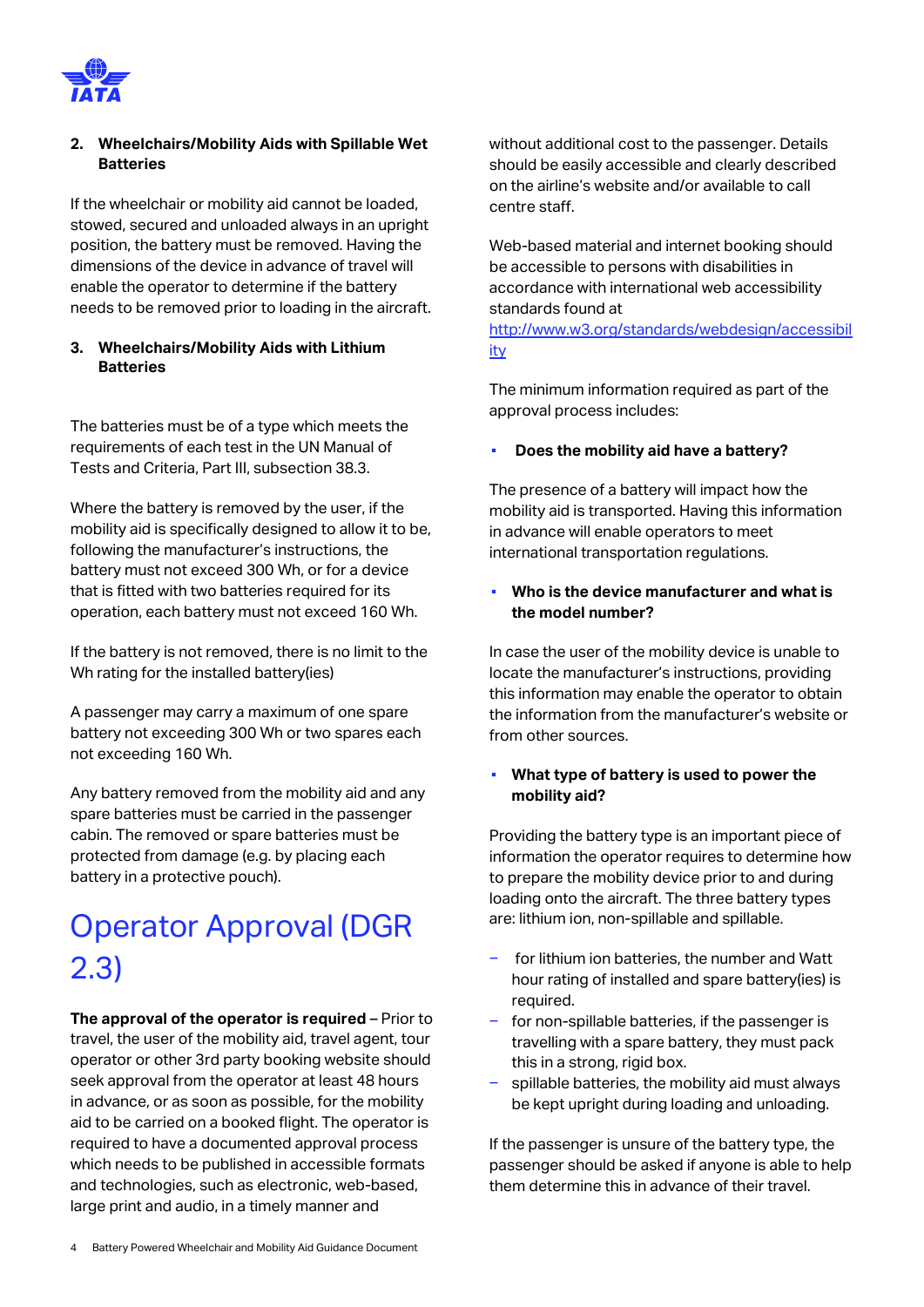### 2. Wheelchairs/Mobility Aids with Spillable Wet Batteries

If the wheelchair or mobility aid cannot be loaded, stowed, secured and unloaded always in an upright position, the battery must be removed. Having the dimensions of the device in advance of travel will enable the operator to determine if the battery needs to be removed prior to loading in the aircraft.

### 3. Wheelchairs/Mobility Aids with Lithium Batteries

The batteries must be of a type which meets the requirements of each test in the UN Manual of Tests and Criteria, Part III, subsection 38.3.

Where the battery is removed by the user, if the mobility aid is specifically designed to allow it to be, following the manufacturer's instructions, the battery must not exceed 300 Wh, or for a device that is fitted with two batteries required for its operation, each battery must not exceed 160 Wh.

If the battery is not removed, there is no limit to the Wh rating for the installed battery(ies)

A passenger may carry a maximum of one spare battery not exceeding 300 Wh or two spares each not exceeding 160 Wh.

Any battery removed from the mobility aid and any spare batteries must be carried in the passenger cabin. The removed or spare batteries must be protected from damage (e.g. by placing each battery in a protective pouch).

# Operator Approval (DGR 2.3)

**The approval of the operator is required** – Prior to travel, the user of the mobility aid, travel agent, tour operator or other 3rd party booking website should seek approval from the operator at least 48 hours in advance, or as soon as possible, for the mobility aid to be carried on a booked flight. The operator is required to have a documented approval process which needs to be published in accessible formats and technologies, such as electronic, web-based, large print and audio, in a timely manner and without additional cost to the passenger. Details should be easily accessible and clearly described on the airline's website and/or available to call centre staff.

Web-based material and internet booking should be accessible to persons with disabilities in accordance with international web accessibility standards found at http://www.w3.org/standards/webdesign/accessibility

The minimum information required as part of the approval process includes:

- **Does the mobility aid have a battery?**

The presence of a battery will impact how the mobility aid is transported. Having this information in advance will enable operators to meet international transportation regulations.

- **Who is the device manufacturer and what is the model number?**

In case the user of the mobility device is unable to locate the manufacturer's instructions, providing this information may enable the operator to obtain the information from the manufacturer's website or from other sources.

- **What type of battery is used to power the mobility aid?**

Providing the battery type is an important piece of information the operator requires to determine how to prepare the mobility device prior to and during loading onto the aircraft. The three battery types are: lithium ion, non-spillable and spillable.

- for lithium ion batteries, the number and Watt hour rating of installed and spare battery(ies) is required.
- for non-spillable batteries, if the passenger is travelling with a spare battery, they must pack this in a strong, rigid box.
- spillable batteries, the mobility aid must always be kept upright during loading and unloading.

If the passenger is unsure of the battery type, the passenger should be asked if anyone is able to help them determine this in advance of their travel.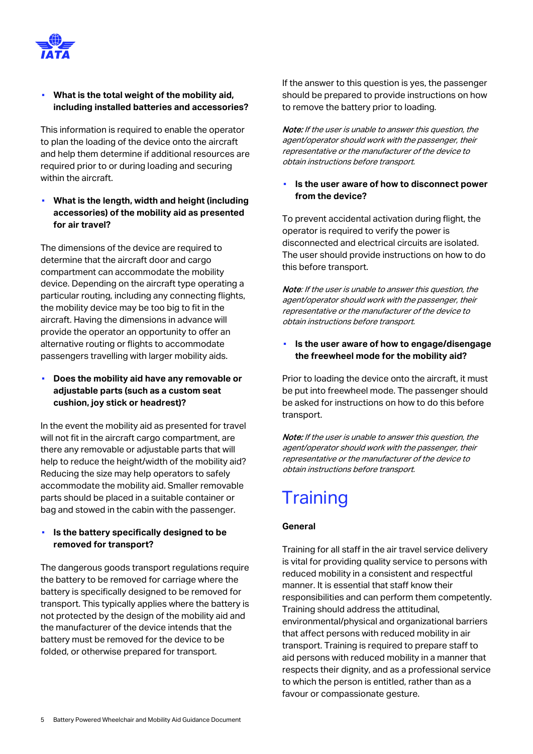- **What is the total weight of the mobility aid, including installed batteries and accessories?**

This information is required to enable the operator to plan the loading of the device onto the aircraft and help them determine if additional resources are required prior to or during loading and securing within the aircraft.

- **What is the length, width and height (including accessories) of the mobility aid as presented for air travel?**

The dimensions of the device are required to determine that the aircraft door and cargo compartment can accommodate the mobility device. Depending on the aircraft type operating a particular routing, including any connecting flights, the mobility device may be too big to fit in the aircraft. Having the dimensions in advance will provide the operator an opportunity to offer an alternative routing or flights to accommodate passengers travelling with larger mobility aids.

- **Does the mobility aid have any removable or adjustable parts (such as a custom seat cushion, joy stick or headrest)?**

In the event the mobility aid as presented for travel will not fit in the aircraft cargo compartment, are there any removable or adjustable parts that will help to reduce the height/width of the mobility aid? Reducing the size may help operators to safely accommodate the mobility aid. Smaller removable parts should be placed in a suitable container or bag and stowed in the cabin with the passenger.

- **Is the battery specifically designed to be removed for transport?**

The dangerous goods transport regulations require the battery to be removed for carriage where the battery is specifically designed to be removed for transport. This typically applies where the battery is not protected by the design of the mobility aid and the manufacturer of the device intends that the battery must be removed for the device to be folded, or otherwise prepared for transport.

If the answer to this question is yes, the passenger should be prepared to provide instructions on how to remove the battery prior to loading.

***Note:*** *If the user is unable to answer this question, the agent/operator should work with the passenger, their representative or the manufacturer of the device to obtain instructions before transport.*

- **Is the user aware of how to disconnect power from the device?**

To prevent accidental activation during flight, the operator is required to verify the power is disconnected and electrical circuits are isolated. The user should provide instructions on how to do this before transport.

***Note****: If the user is unable to answer this question, the agent/operator should work with the passenger, their representative or the manufacturer of the device to obtain instructions before transport.*

- **Is the user aware of how to engage/disengage the freewheel mode for the mobility aid?**

Prior to loading the device onto the aircraft, it must be put into freewheel mode. The passenger should be asked for instructions on how to do this before transport.

***Note:*** *If the user is unable to answer this question, the agent/operator should work with the passenger, their representative or the manufacturer of the device to obtain instructions before transport.*

# Training

### General

Training for all staff in the air travel service delivery is vital for providing quality service to persons with reduced mobility in a consistent and respectful manner. It is essential that staff know their responsibilities and can perform them competently. Training should address the attitudinal, environmental/physical and organizational barriers that affect persons with reduced mobility in air transport. Training is required to prepare staff to aid persons with reduced mobility in a manner that respects their dignity, and as a professional service to which the person is entitled, rather than as a favour or compassionate gesture.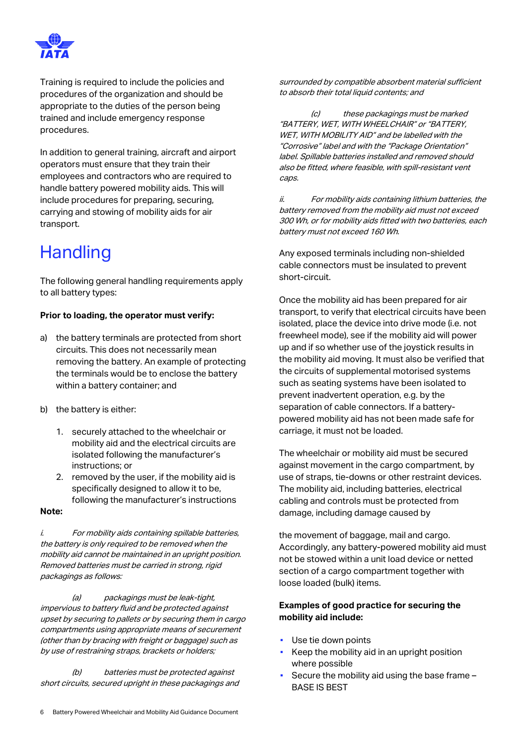Training is required to include the policies and procedures of the organization and should be appropriate to the duties of the person being trained and include emergency response procedures.

In addition to general training, aircraft and airport operators must ensure that they train their employees and contractors who are required to handle battery powered mobility aids. This will include procedures for preparing, securing, carrying and stowing of mobility aids for air transport.

# Handling

The following general handling requirements apply to all battery types:

**Prior to loading, the operator must verify:**

a) the battery terminals are protected from short circuits. This does not necessarily mean removing the battery. An example of protecting the terminals would be to enclose the battery within a battery container; and

b) the battery is either:

1. securely attached to the wheelchair or mobility aid and the electrical circuits are isolated following the manufacturer's instructions; or
2. removed by the user, if the mobility aid is specifically designed to allow it to be, following the manufacturer's instructions

**Note:**

*i. For mobility aids containing spillable batteries, the battery is only required to be removed when the mobility aid cannot be maintained in an upright position. Removed batteries must be carried in strong, rigid packagings as follows:*

*(a) packagings must be leak-tight, impervious to battery fluid and be protected against upset by securing to pallets or by securing them in cargo compartments using appropriate means of securement (other than by bracing with freight or baggage) such as by use of restraining straps, brackets or holders;*

*(b) batteries must be protected against short circuits, secured upright in these packagings and surrounded by compatible absorbent material sufficient to absorb their total liquid contents; and*

*(c) these packagings must be marked "BATTERY, WET, WITH WHEELCHAIR" or "BATTERY, WET, WITH MOBILITY AID" and be labelled with the "Corrosive" label and with the "Package Orientation" label. Spillable batteries installed and removed should also be fitted, where feasible, with spill-resistant vent caps.*

*ii. For mobility aids containing lithium batteries, the battery removed from the mobility aid must not exceed 300 Wh, or for mobility aids fitted with two batteries, each battery must not exceed 160 Wh.*

Any exposed terminals including non-shielded cable connectors must be insulated to prevent short-circuit.

Once the mobility aid has been prepared for air transport, to verify that electrical circuits have been isolated, place the device into drive mode (i.e. not freewheel mode), see if the mobility aid will power up and if so whether use of the joystick results in the mobility aid moving. It must also be verified that the circuits of supplemental motorised systems such as seating systems have been isolated to prevent inadvertent operation, e.g. by the separation of cable connectors. If a battery-powered mobility aid has not been made safe for carriage, it must not be loaded.

The wheelchair or mobility aid must be secured against movement in the cargo compartment, by use of straps, tie-downs or other restraint devices. The mobility aid, including batteries, electrical cabling and controls must be protected from damage, including damage caused by the movement of baggage, mail and cargo. Accordingly, any battery-powered mobility aid must not be stowed within a unit load device or netted section of a cargo compartment together with loose loaded (bulk) items.

**Examples of good practice for securing the mobility aid include:**

- Use tie down points
- Keep the mobility aid in an upright position where possible
- Secure the mobility aid using the base frame – BASE IS BEST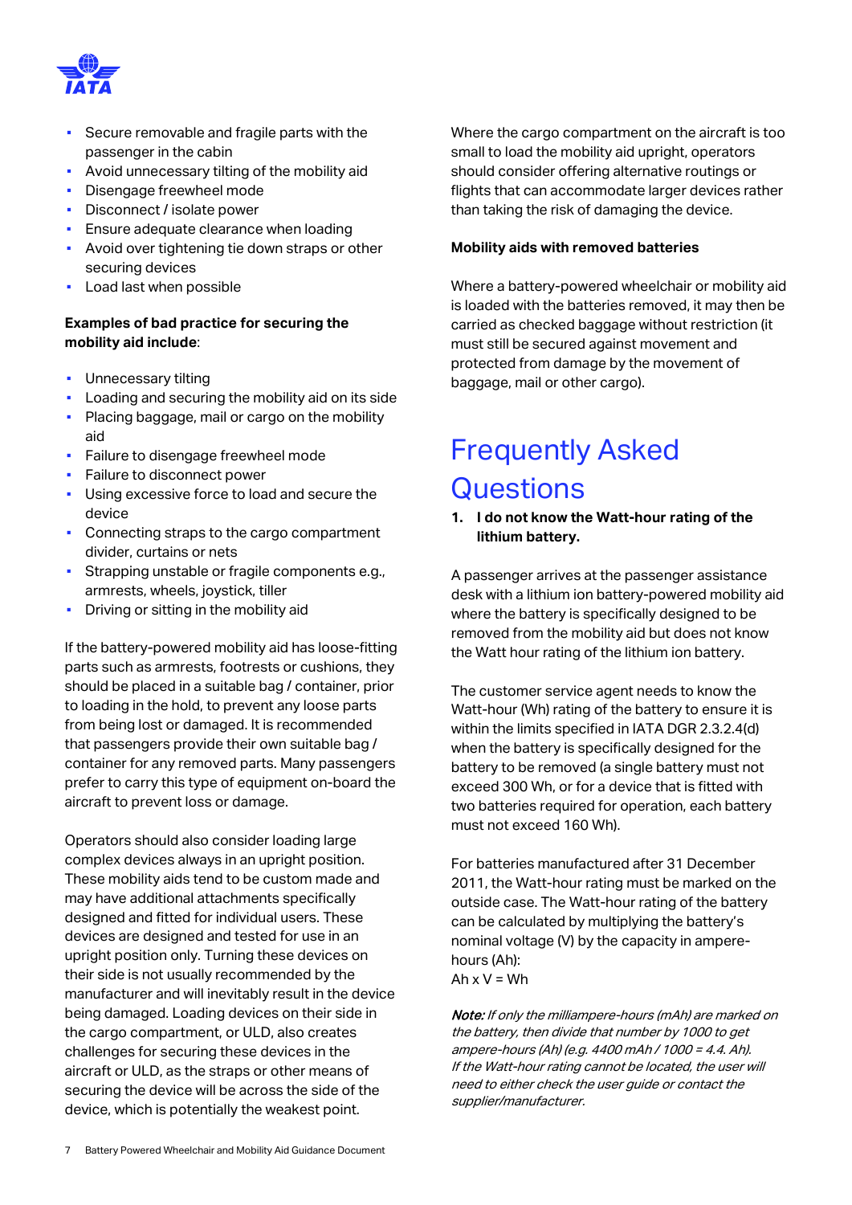- Secure removable and fragile parts with the passenger in the cabin
- Avoid unnecessary tilting of the mobility aid
- Disengage freewheel mode
- Disconnect / isolate power
- Ensure adequate clearance when loading
- Avoid over tightening tie down straps or other securing devices
- Load last when possible

**Examples of bad practice for securing the mobility aid include**:

- Unnecessary tilting
- Loading and securing the mobility aid on its side
- Placing baggage, mail or cargo on the mobility aid
- Failure to disengage freewheel mode
- Failure to disconnect power
- Using excessive force to load and secure the device
- Connecting straps to the cargo compartment divider, curtains or nets
- Strapping unstable or fragile components e.g., armrests, wheels, joystick, tiller
- Driving or sitting in the mobility aid

If the battery-powered mobility aid has loose-fitting parts such as armrests, footrests or cushions, they should be placed in a suitable bag / container, prior to loading in the hold, to prevent any loose parts from being lost or damaged. It is recommended that passengers provide their own suitable bag / container for any removed parts. Many passengers prefer to carry this type of equipment on-board the aircraft to prevent loss or damage.

Operators should also consider loading large complex devices always in an upright position. These mobility aids tend to be custom made and may have additional attachments specifically designed and fitted for individual users. These devices are designed and tested for use in an upright position only. Turning these devices on their side is not usually recommended by the manufacturer and will inevitably result in the device being damaged. Loading devices on their side in the cargo compartment, or ULD, also creates challenges for securing these devices in the aircraft or ULD, as the straps or other means of securing the device will be across the side of the device, which is potentially the weakest point.

Where the cargo compartment on the aircraft is too small to load the mobility aid upright, operators should consider offering alternative routings or flights that can accommodate larger devices rather than taking the risk of damaging the device.

**Mobility aids with removed batteries**

Where a battery-powered wheelchair or mobility aid is loaded with the batteries removed, it may then be carried as checked baggage without restriction (it must still be secured against movement and protected from damage by the movement of baggage, mail or other cargo).

# Frequently Asked Questions

**1. I do not know the Watt-hour rating of the lithium battery.**

A passenger arrives at the passenger assistance desk with a lithium ion battery-powered mobility aid where the battery is specifically designed to be removed from the mobility aid but does not know the Watt hour rating of the lithium ion battery.

The customer service agent needs to know the Watt-hour (Wh) rating of the battery to ensure it is within the limits specified in IATA DGR 2.3.2.4(d) when the battery is specifically designed for the battery to be removed (a single battery must not exceed 300 Wh, or for a device that is fitted with two batteries required for operation, each battery must not exceed 160 Wh).

For batteries manufactured after 31 December 2011, the Watt-hour rating must be marked on the outside case. The Watt-hour rating of the battery can be calculated by multiplying the battery's nominal voltage (V) by the capacity in ampere-hours (Ah):
Ah x V = Wh

***Note:*** *If only the milliampere-hours (mAh) are marked on the battery, then divide that number by 1000 to get ampere-hours (Ah) (e.g. 4400 mAh / 1000 = 4.4. Ah). If the Watt-hour rating cannot be located, the user will need to either check the user guide or contact the supplier/manufacturer.*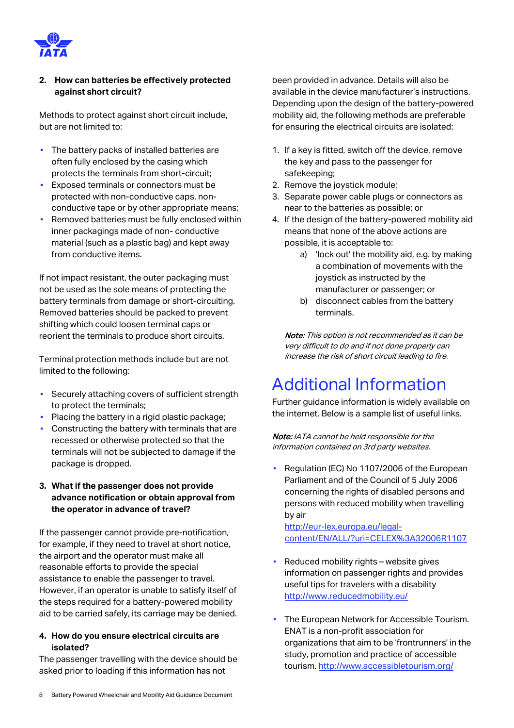2. **How can batteries be effectively protected against short circuit?**

Methods to protect against short circuit include, but are not limited to:

- The battery packs of installed batteries are often fully enclosed by the casing which protects the terminals from short-circuit;
- Exposed terminals or connectors must be protected with non-conductive caps, non-conductive tape or by other appropriate means;
- Removed batteries must be fully enclosed within inner packagings made of non- conductive material (such as a plastic bag) and kept away from conductive items.

If not impact resistant, the outer packaging must not be used as the sole means of protecting the battery terminals from damage or short-circuiting. Removed batteries should be packed to prevent shifting which could loosen terminal caps or reorient the terminals to produce short circuits.

Terminal protection methods include but are not limited to the following:

- Securely attaching covers of sufficient strength to protect the terminals;
- Placing the battery in a rigid plastic package;
- Constructing the battery with terminals that are recessed or otherwise protected so that the terminals will not be subjected to damage if the package is dropped.

3. **What if the passenger does not provide advance notification or obtain approval from the operator in advance of travel?**

If the passenger cannot provide pre-notification, for example, if they need to travel at short notice, the airport and the operator must make all reasonable efforts to provide the special assistance to enable the passenger to travel. However, if an operator is unable to satisfy itself of the steps required for a battery-powered mobility aid to be carried safely, its carriage may be denied.

4. **How do you ensure electrical circuits are isolated?**

The passenger travelling with the device should be asked prior to loading if this information has not been provided in advance. Details will also be available in the device manufacturer's instructions. Depending upon the design of the battery-powered mobility aid, the following methods are preferable for ensuring the electrical circuits are isolated:

1. If a key is fitted, switch off the device, remove the key and pass to the passenger for safekeeping;
2. Remove the joystick module;
3. Separate power cable plugs or connectors as near to the batteries as possible; or
4. If the design of the battery-powered mobility aid means that none of the above actions are possible, it is acceptable to:
   a) 'lock out' the mobility aid, e.g. by making a combination of movements with the joystick as instructed by the manufacturer or passenger; or
   b) disconnect cables from the battery terminals.

***Note:*** *This option is not recommended as it can be very difficult to do and if not done properly can increase the risk of short circuit leading to fire.*

# Additional Information

Further guidance information is widely available on the internet. Below is a sample list of useful links.

***Note:*** *IATA cannot be held responsible for the information contained on 3rd party websites.*

- Regulation (EC) No 1107/2006 of the European Parliament and of the Council of 5 July 2006 concerning the rights of disabled persons and persons with reduced mobility when travelling by air
  http://eur-lex.europa.eu/legal-content/EN/ALL/?uri=CELEX%3A32006R1107

- Reduced mobility rights – website gives information on passenger rights and provides useful tips for travelers with a disability
  http://www.reducedmobility.eu/

- The European Network for Accessible Tourism. ENAT is a non-profit association for organizations that aim to be 'frontrunners' in the study, promotion and practice of accessible tourism. http://www.accessibletourism.org/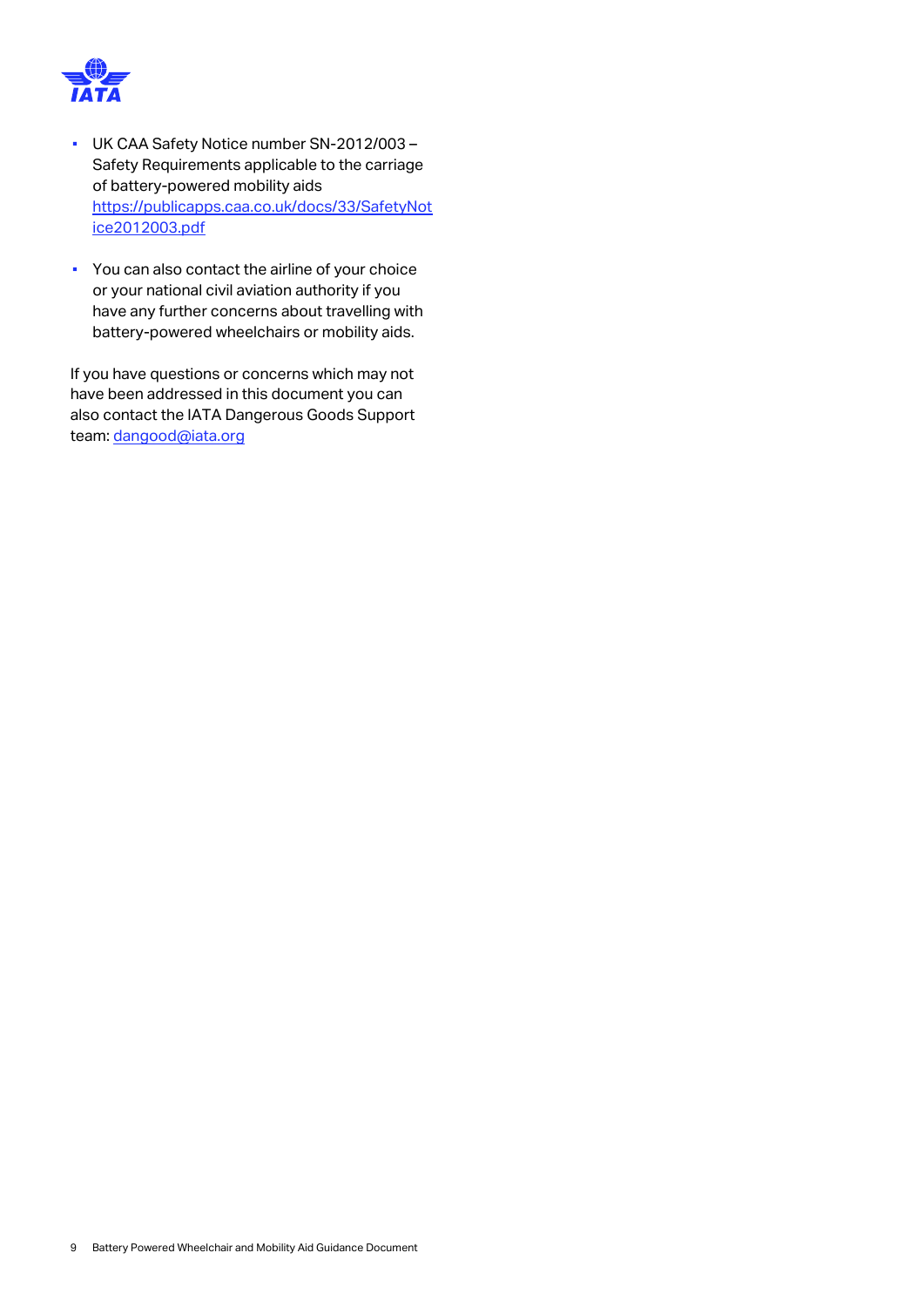- UK CAA Safety Notice number SN-2012/003 – Safety Requirements applicable to the carriage of battery-powered mobility aids https://publicapps.caa.co.uk/docs/33/SafetyNotice2012003.pdf

- You can also contact the airline of your choice or your national civil aviation authority if you have any further concerns about travelling with battery-powered wheelchairs or mobility aids.

If you have questions or concerns which may not have been addressed in this document you can also contact the IATA Dangerous Goods Support team: dangood@iata.org